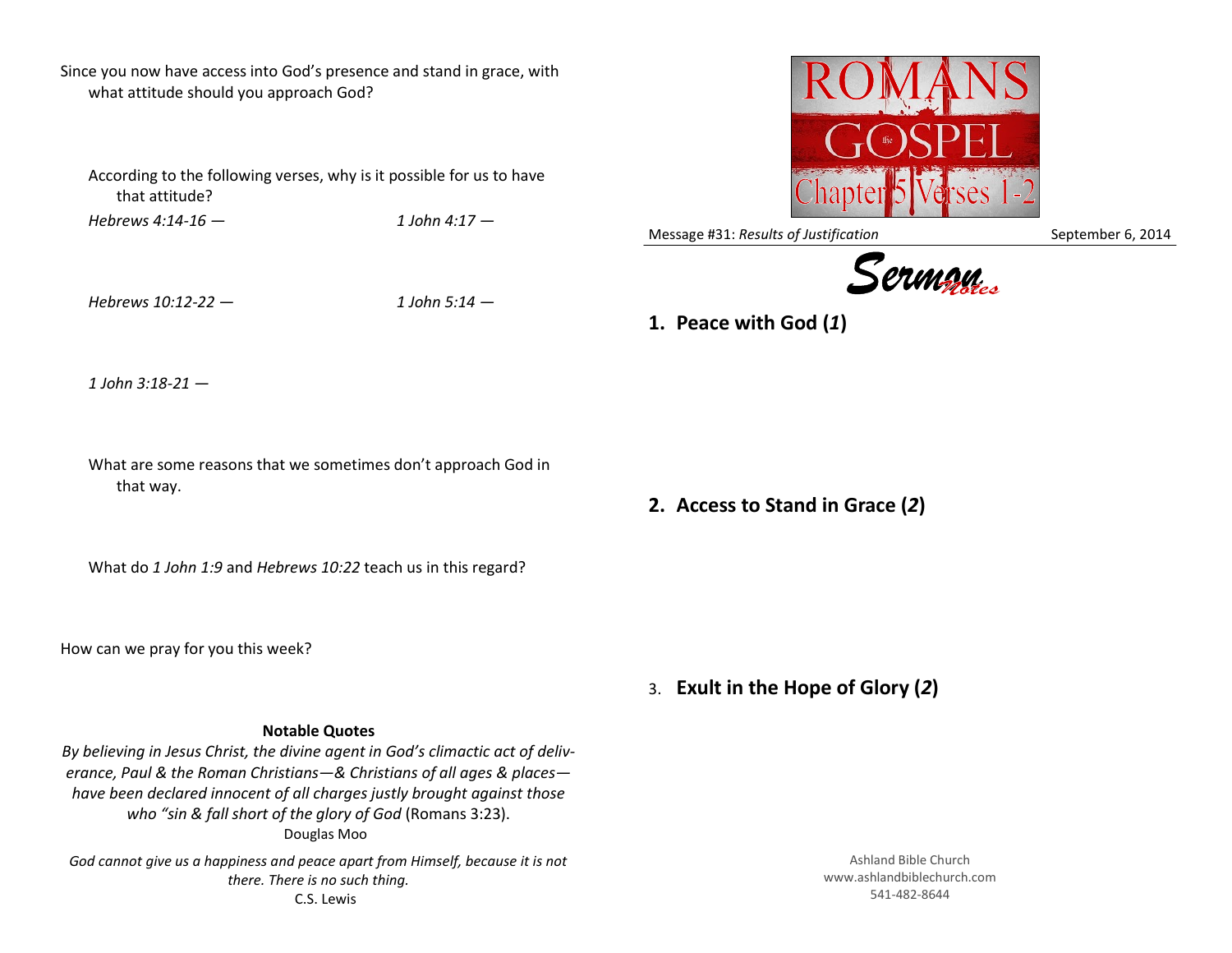Since you now have access into God's presence and stand in grace, with what attitude should you approach God?

According to the following verses, why is it possible for us to have that attitude?

*Hebrews 4:14-16 —*

*1 John 4:17 —*

*Hebrews 10:12-22 —*

*1 John 5:14 —*

*1 John 3:18-21 —*

What are some reasons that we sometimes don't approach God in that way.

What do *1 John 1:9* and *Hebrews 10:22* teach us in this regard?

How can we pray for you this week?

**Notable Quotes**

*By believing in Jesus Christ, the divine agent in God's climactic act of deliverance, Paul & the Roman Christians—& Christians of all ages & places—have been declared innocent of all charges justly brought against those who "sin & fall short of the glory of God* (Romans 3:23).
Douglas Moo

*God cannot give us a happiness and peace apart from Himself, because it is not there. There is no such thing.*
C.S. Lewis

ROMANS the GOSPEL Chapter 5 Verses 1-2

Message #31: *Results of Justification* September 6, 2014

*Sermon Notes*

**1. Peace with God (*1*)**

**2. Access to Stand in Grace (*2*)**

3. **Exult in the Hope of Glory (*2*)**

Ashland Bible Church
www.ashlandbiblechurch.com
541-482-8644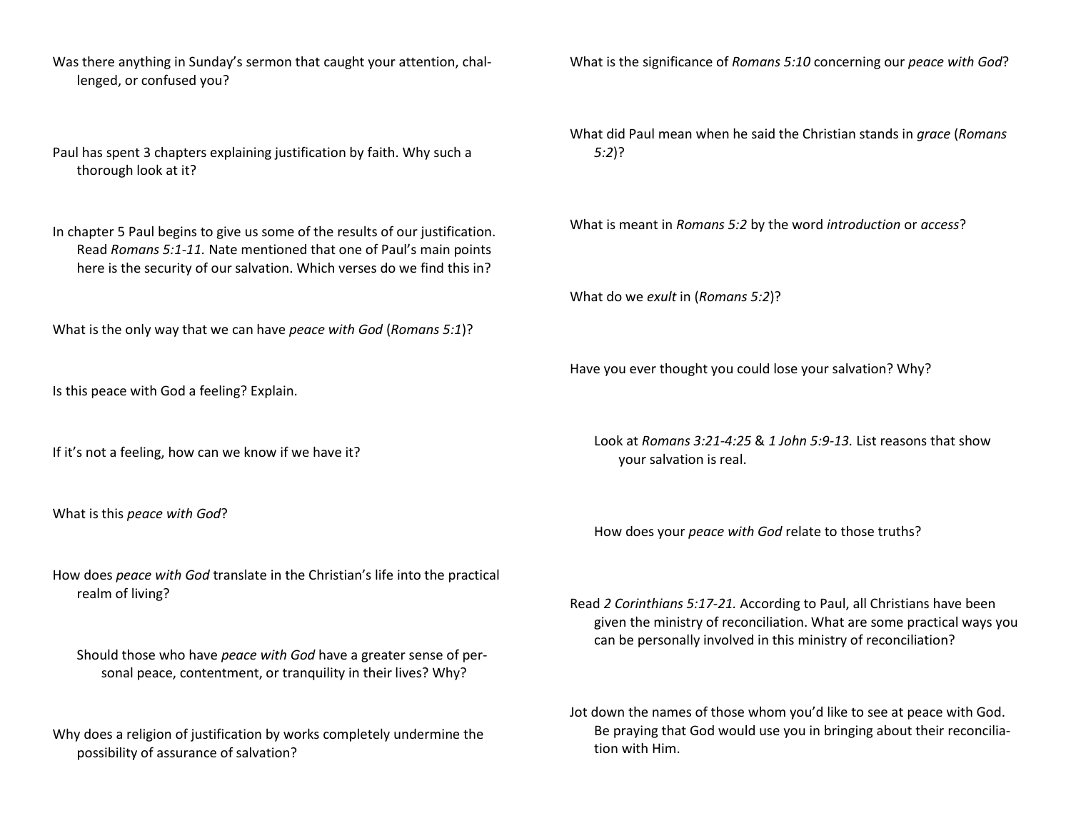Was there anything in Sunday's sermon that caught your attention, challenged, or confused you?

Paul has spent 3 chapters explaining justification by faith. Why such a thorough look at it?

In chapter 5 Paul begins to give us some of the results of our justification. Read *Romans 5:1-11.* Nate mentioned that one of Paul's main points here is the security of our salvation. Which verses do we find this in?

What is the only way that we can have *peace with God* (*Romans 5:1*)?

Is this peace with God a feeling? Explain.

If it's not a feeling, how can we know if we have it?

What is this *peace with God*?

How does *peace with God* translate in the Christian's life into the practical realm of living?

Should those who have *peace with God* have a greater sense of personal peace, contentment, or tranquility in their lives? Why?

Why does a religion of justification by works completely undermine the possibility of assurance of salvation?

What is the significance of *Romans 5:10* concerning our *peace with God*?

What did Paul mean when he said the Christian stands in *grace* (*Romans 5:2*)?

What is meant in *Romans 5:2* by the word *introduction* or *access*?

What do we *exult* in (*Romans 5:2*)?

Have you ever thought you could lose your salvation? Why?

Look at *Romans 3:21-4:25* & *1 John 5:9-13.* List reasons that show your salvation is real.

How does your *peace with God* relate to those truths?

Read *2 Corinthians 5:17-21.* According to Paul, all Christians have been given the ministry of reconciliation. What are some practical ways you can be personally involved in this ministry of reconciliation?

Jot down the names of those whom you'd like to see at peace with God. Be praying that God would use you in bringing about their reconciliation with Him.